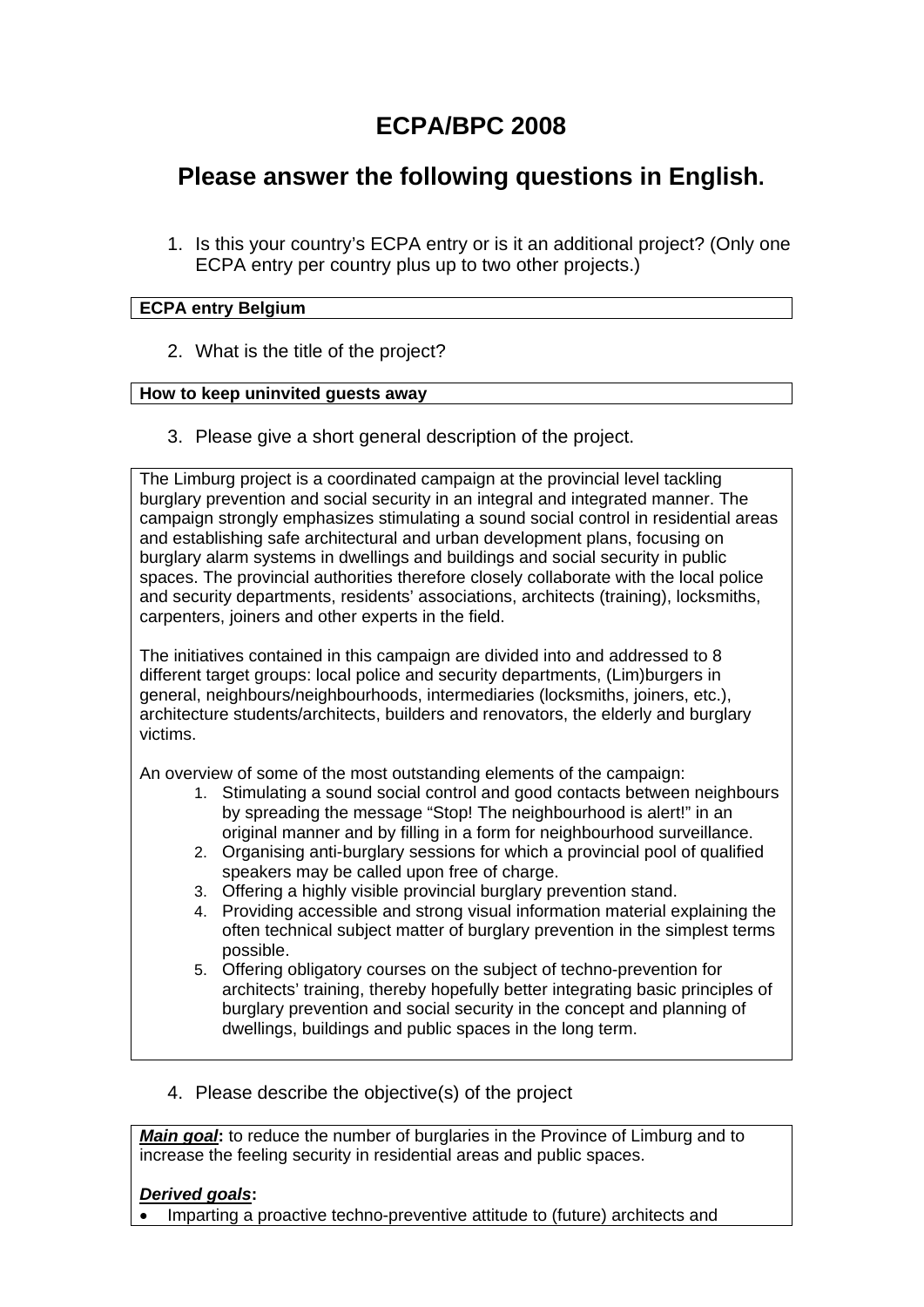# ECPA/BPC 2008

## Please answer the following questions in English.

1. Is this your country's ECPA entry or is it an additional project? (Only one ECPA entry per country plus up to two other projects.)

**ECPA entry Belgium**

2. What is the title of the project?

**How to keep uninvited guests away**

3. Please give a short general description of the project.

The Limburg project is a coordinated campaign at the provincial level tackling burglary prevention and social security in an integral and integrated manner. The campaign strongly emphasizes stimulating a sound social control in residential areas and establishing safe architectural and urban development plans, focusing on burglary alarm systems in dwellings and buildings and social security in public spaces. The provincial authorities therefore closely collaborate with the local police and security departments, residents' associations, architects (training), locksmiths, carpenters, joiners and other experts in the field.

The initiatives contained in this campaign are divided into and addressed to 8 different target groups: local police and security departments, (Lim)burgers in general, neighbours/neighbourhoods, intermediaries (locksmiths, joiners, etc.), architecture students/architects, builders and renovators, the elderly and burglary victims.

An overview of some of the most outstanding elements of the campaign:

1. Stimulating a sound social control and good contacts between neighbours by spreading the message "Stop! The neighbourhood is alert!" in an original manner and by filling in a form for neighbourhood surveillance.
2. Organising anti-burglary sessions for which a provincial pool of qualified speakers may be called upon free of charge.
3. Offering a highly visible provincial burglary prevention stand.
4. Providing accessible and strong visual information material explaining the often technical subject matter of burglary prevention in the simplest terms possible.
5. Offering obligatory courses on the subject of techno-prevention for architects' training, thereby hopefully better integrating basic principles of burglary prevention and social security in the concept and planning of dwellings, buildings and public spaces in the long term.

4. Please describe the objective(s) of the project

***Main goal*:** to reduce the number of burglaries in the Province of Limburg and to increase the feeling security in residential areas and public spaces.

***Derived goals*:**

- Imparting a proactive techno-preventive attitude to (future) architects and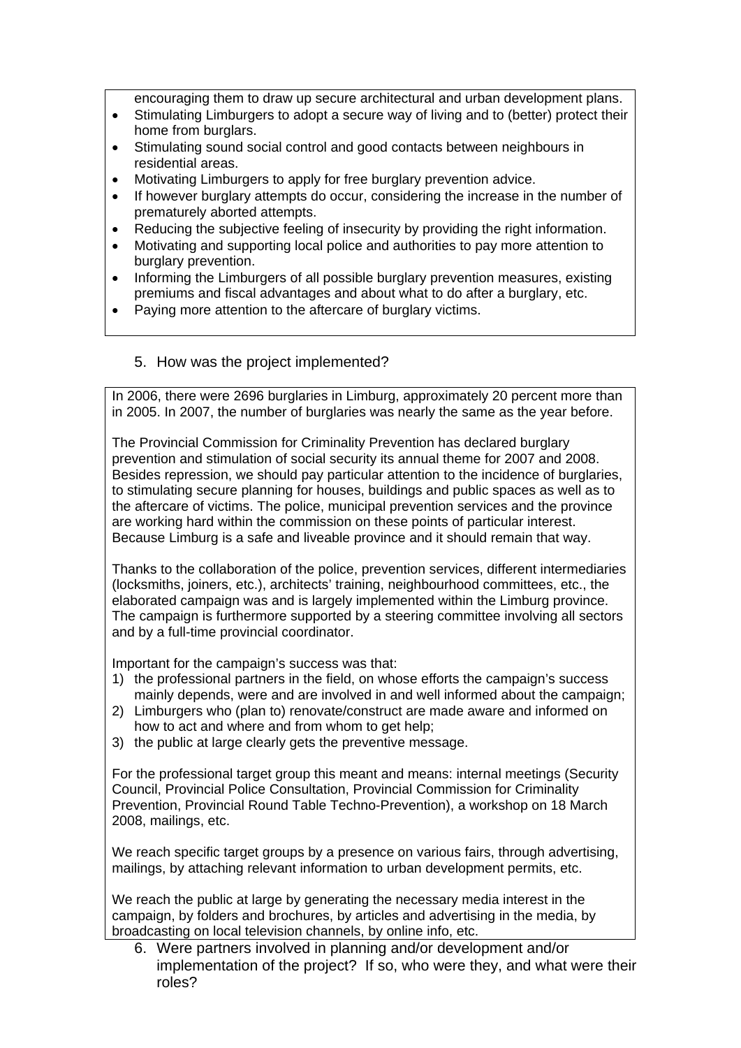encouraging them to draw up secure architectural and urban development plans.

- Stimulating Limburgers to adopt a secure way of living and to (better) protect their home from burglars.
- Stimulating sound social control and good contacts between neighbours in residential areas.
- Motivating Limburgers to apply for free burglary prevention advice.
- If however burglary attempts do occur, considering the increase in the number of prematurely aborted attempts.
- Reducing the subjective feeling of insecurity by providing the right information.
- Motivating and supporting local police and authorities to pay more attention to burglary prevention.
- Informing the Limburgers of all possible burglary prevention measures, existing premiums and fiscal advantages and about what to do after a burglary, etc.
- Paying more attention to the aftercare of burglary victims.

5. How was the project implemented?

In 2006, there were 2696 burglaries in Limburg, approximately 20 percent more than in 2005. In 2007, the number of burglaries was nearly the same as the year before.

The Provincial Commission for Criminality Prevention has declared burglary prevention and stimulation of social security its annual theme for 2007 and 2008. Besides repression, we should pay particular attention to the incidence of burglaries, to stimulating secure planning for houses, buildings and public spaces as well as to the aftercare of victims. The police, municipal prevention services and the province are working hard within the commission on these points of particular interest. Because Limburg is a safe and liveable province and it should remain that way.

Thanks to the collaboration of the police, prevention services, different intermediaries (locksmiths, joiners, etc.), architects' training, neighbourhood committees, etc., the elaborated campaign was and is largely implemented within the Limburg province. The campaign is furthermore supported by a steering committee involving all sectors and by a full-time provincial coordinator.

Important for the campaign's success was that:

1) the professional partners in the field, on whose efforts the campaign's success mainly depends, were and are involved in and well informed about the campaign;
2) Limburgers who (plan to) renovate/construct are made aware and informed on how to act and where and from whom to get help;
3) the public at large clearly gets the preventive message.

For the professional target group this meant and means: internal meetings (Security Council, Provincial Police Consultation, Provincial Commission for Criminality Prevention, Provincial Round Table Techno-Prevention), a workshop on 18 March 2008, mailings, etc.

We reach specific target groups by a presence on various fairs, through advertising, mailings, by attaching relevant information to urban development permits, etc.

We reach the public at large by generating the necessary media interest in the campaign, by folders and brochures, by articles and advertising in the media, by broadcasting on local television channels, by online info, etc.

6. Were partners involved in planning and/or development and/or implementation of the project? If so, who were they, and what were their roles?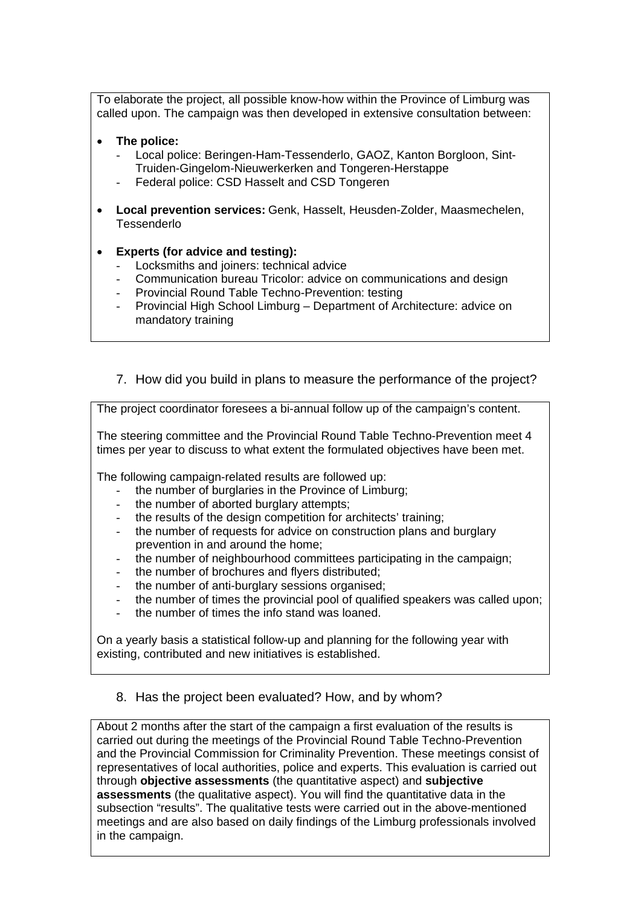To elaborate the project, all possible know-how within the Province of Limburg was called upon. The campaign was then developed in extensive consultation between:

- **The police:**
  - Local police: Beringen-Ham-Tessenderlo, GAOZ, Kanton Borgloon, Sint-Truiden-Gingelom-Nieuwerkerken and Tongeren-Herstappe
  - Federal police: CSD Hasselt and CSD Tongeren
- **Local prevention services:** Genk, Hasselt, Heusden-Zolder, Maasmechelen, Tessenderlo
- **Experts (for advice and testing):**
  - Locksmiths and joiners: technical advice
  - Communication bureau Tricolor: advice on communications and design
  - Provincial Round Table Techno-Prevention: testing
  - Provincial High School Limburg – Department of Architecture: advice on mandatory training

7. How did you build in plans to measure the performance of the project?

The project coordinator foresees a bi-annual follow up of the campaign's content.

The steering committee and the Provincial Round Table Techno-Prevention meet 4 times per year to discuss to what extent the formulated objectives have been met.

The following campaign-related results are followed up:

- the number of burglaries in the Province of Limburg;
- the number of aborted burglary attempts;
- the results of the design competition for architects' training;
- the number of requests for advice on construction plans and burglary prevention in and around the home;
- the number of neighbourhood committees participating in the campaign;
- the number of brochures and flyers distributed;
- the number of anti-burglary sessions organised;
- the number of times the provincial pool of qualified speakers was called upon;
- the number of times the info stand was loaned.

On a yearly basis a statistical follow-up and planning for the following year with existing, contributed and new initiatives is established.

8. Has the project been evaluated? How, and by whom?

About 2 months after the start of the campaign a first evaluation of the results is carried out during the meetings of the Provincial Round Table Techno-Prevention and the Provincial Commission for Criminality Prevention. These meetings consist of representatives of local authorities, police and experts. This evaluation is carried out through **objective assessments** (the quantitative aspect) and **subjective assessments** (the qualitative aspect). You will find the quantitative data in the subsection "results". The qualitative tests were carried out in the above-mentioned meetings and are also based on daily findings of the Limburg professionals involved in the campaign.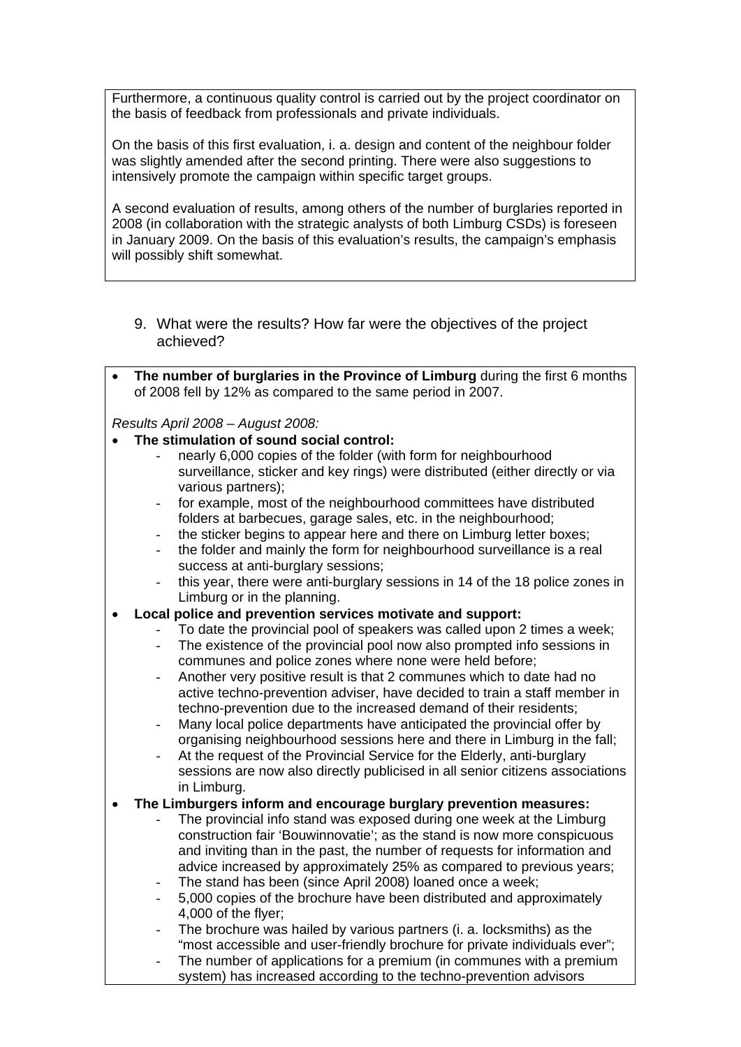Furthermore, a continuous quality control is carried out by the project coordinator on the basis of feedback from professionals and private individuals.

On the basis of this first evaluation, i. a. design and content of the neighbour folder was slightly amended after the second printing. There were also suggestions to intensively promote the campaign within specific target groups.

A second evaluation of results, among others of the number of burglaries reported in 2008 (in collaboration with the strategic analysts of both Limburg CSDs) is foreseen in January 2009. On the basis of this evaluation's results, the campaign's emphasis will possibly shift somewhat.

9. What were the results? How far were the objectives of the project achieved?

- **The number of burglaries in the Province of Limburg** during the first 6 months of 2008 fell by 12% as compared to the same period in 2007.

*Results April 2008 – August 2008:*

- **The stimulation of sound social control:**
  - nearly 6,000 copies of the folder (with form for neighbourhood surveillance, sticker and key rings) were distributed (either directly or via various partners);
  - for example, most of the neighbourhood committees have distributed folders at barbecues, garage sales, etc. in the neighbourhood;
  - the sticker begins to appear here and there on Limburg letter boxes;
  - the folder and mainly the form for neighbourhood surveillance is a real success at anti-burglary sessions;
  - this year, there were anti-burglary sessions in 14 of the 18 police zones in Limburg or in the planning.
- **Local police and prevention services motivate and support:**
  - To date the provincial pool of speakers was called upon 2 times a week;
  - The existence of the provincial pool now also prompted info sessions in communes and police zones where none were held before;
  - Another very positive result is that 2 communes which to date had no active techno-prevention adviser, have decided to train a staff member in techno-prevention due to the increased demand of their residents;
  - Many local police departments have anticipated the provincial offer by organising neighbourhood sessions here and there in Limburg in the fall;
  - At the request of the Provincial Service for the Elderly, anti-burglary sessions are now also directly publicised in all senior citizens associations in Limburg.
- **The Limburgers inform and encourage burglary prevention measures:**
  - The provincial info stand was exposed during one week at the Limburg construction fair 'Bouwinnovatie'; as the stand is now more conspicuous and inviting than in the past, the number of requests for information and advice increased by approximately 25% as compared to previous years;
  - The stand has been (since April 2008) loaned once a week;
  - 5,000 copies of the brochure have been distributed and approximately 4,000 of the flyer;
  - The brochure was hailed by various partners (i. a. locksmiths) as the "most accessible and user-friendly brochure for private individuals ever";
  - The number of applications for a premium (in communes with a premium system) has increased according to the techno-prevention advisors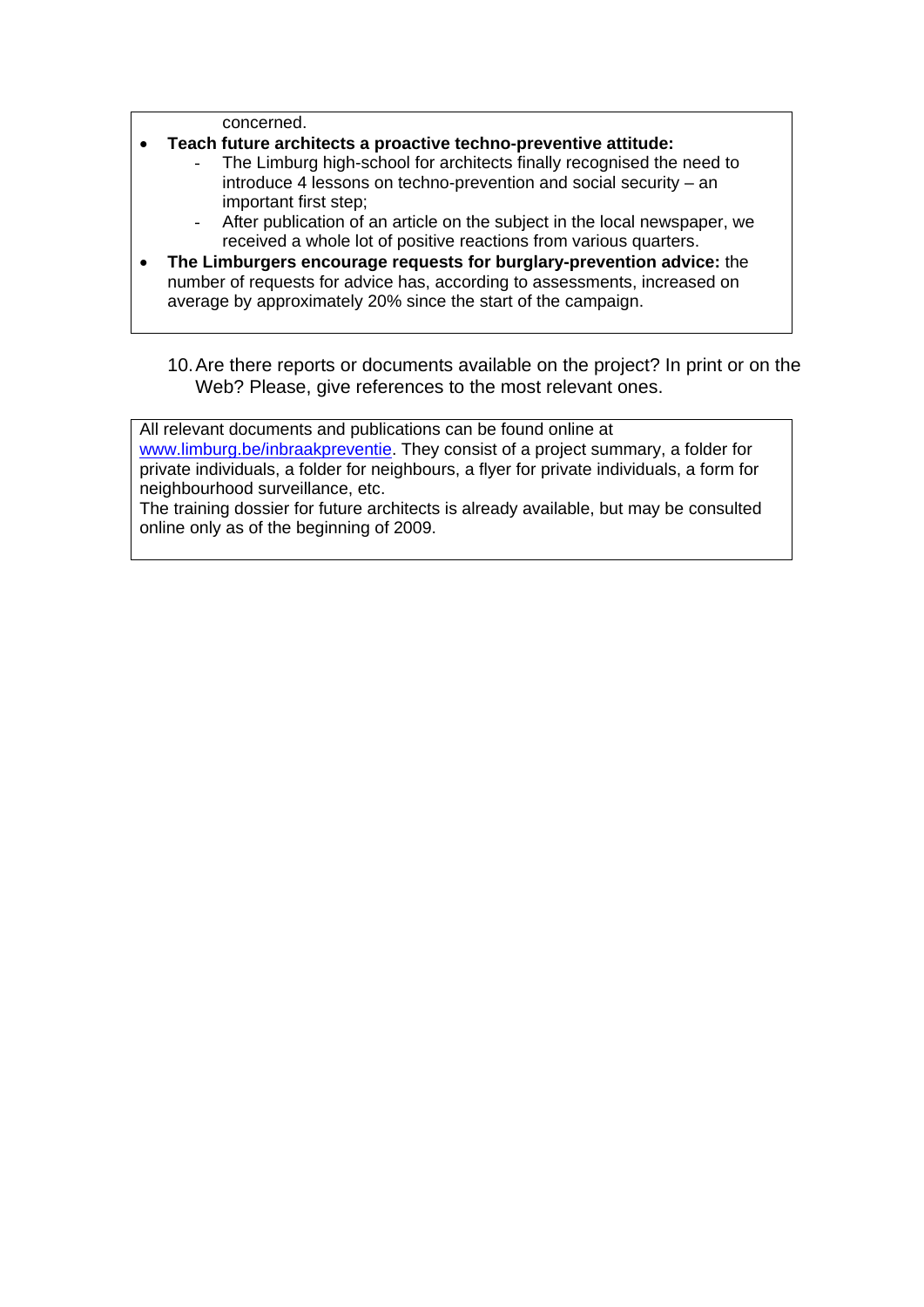concerned.

- **Teach future architects a proactive techno-preventive attitude:**
  - The Limburg high-school for architects finally recognised the need to introduce 4 lessons on techno-prevention and social security – an important first step;
  - After publication of an article on the subject in the local newspaper, we received a whole lot of positive reactions from various quarters.
- **The Limburgers encourage requests for burglary-prevention advice:** the number of requests for advice has, according to assessments, increased on average by approximately 20% since the start of the campaign.

10. Are there reports or documents available on the project? In print or on the Web? Please, give references to the most relevant ones.

All relevant documents and publications can be found online at www.limburg.be/inbraakpreventie. They consist of a project summary, a folder for private individuals, a folder for neighbours, a flyer for private individuals, a form for neighbourhood surveillance, etc.
The training dossier for future architects is already available, but may be consulted online only as of the beginning of 2009.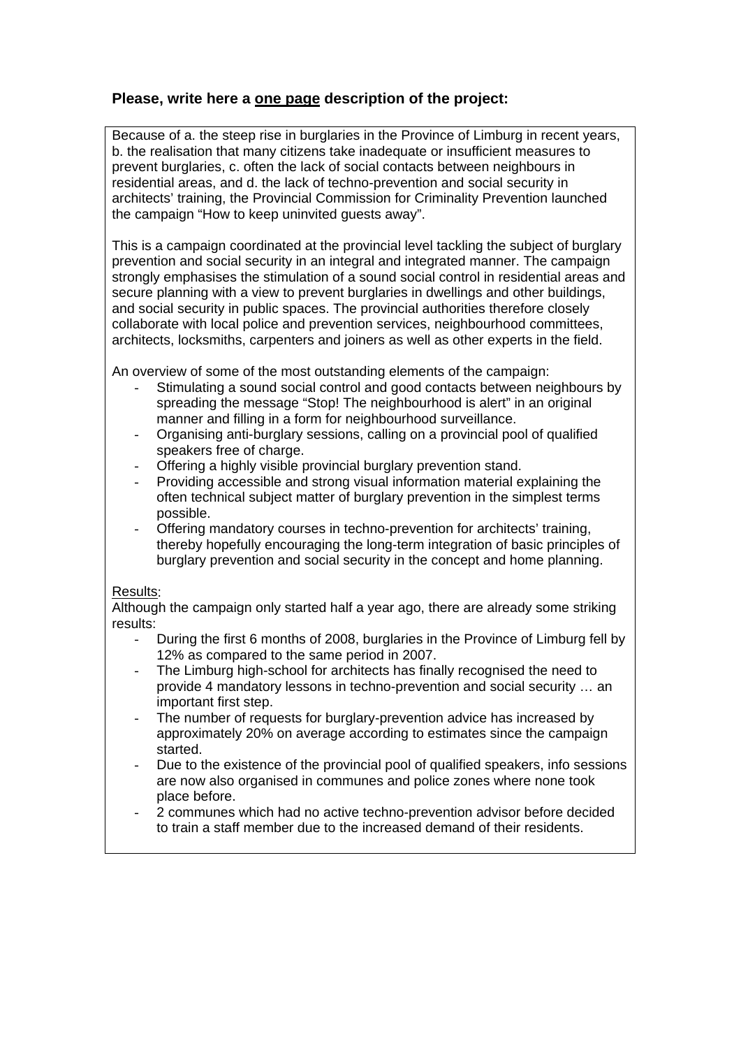**Please, write here a <u>one page</u> description of the project:**

Because of a. the steep rise in burglaries in the Province of Limburg in recent years, b. the realisation that many citizens take inadequate or insufficient measures to prevent burglaries, c. often the lack of social contacts between neighbours in residential areas, and d. the lack of techno-prevention and social security in architects' training, the Provincial Commission for Criminality Prevention launched the campaign "How to keep uninvited guests away".

This is a campaign coordinated at the provincial level tackling the subject of burglary prevention and social security in an integral and integrated manner. The campaign strongly emphasises the stimulation of a sound social control in residential areas and secure planning with a view to prevent burglaries in dwellings and other buildings, and social security in public spaces. The provincial authorities therefore closely collaborate with local police and prevention services, neighbourhood committees, architects, locksmiths, carpenters and joiners as well as other experts in the field.

An overview of some of the most outstanding elements of the campaign:

- Stimulating a sound social control and good contacts between neighbours by spreading the message "Stop! The neighbourhood is alert" in an original manner and filling in a form for neighbourhood surveillance.
- Organising anti-burglary sessions, calling on a provincial pool of qualified speakers free of charge.
- Offering a highly visible provincial burglary prevention stand.
- Providing accessible and strong visual information material explaining the often technical subject matter of burglary prevention in the simplest terms possible.
- Offering mandatory courses in techno-prevention for architects' training, thereby hopefully encouraging the long-term integration of basic principles of burglary prevention and social security in the concept and home planning.

<u>Results</u>:
Although the campaign only started half a year ago, there are already some striking results:

- During the first 6 months of 2008, burglaries in the Province of Limburg fell by 12% as compared to the same period in 2007.
- The Limburg high-school for architects has finally recognised the need to provide 4 mandatory lessons in techno-prevention and social security … an important first step.
- The number of requests for burglary-prevention advice has increased by approximately 20% on average according to estimates since the campaign started.
- Due to the existence of the provincial pool of qualified speakers, info sessions are now also organised in communes and police zones where none took place before.
- 2 communes which had no active techno-prevention advisor before decided to train a staff member due to the increased demand of their residents.